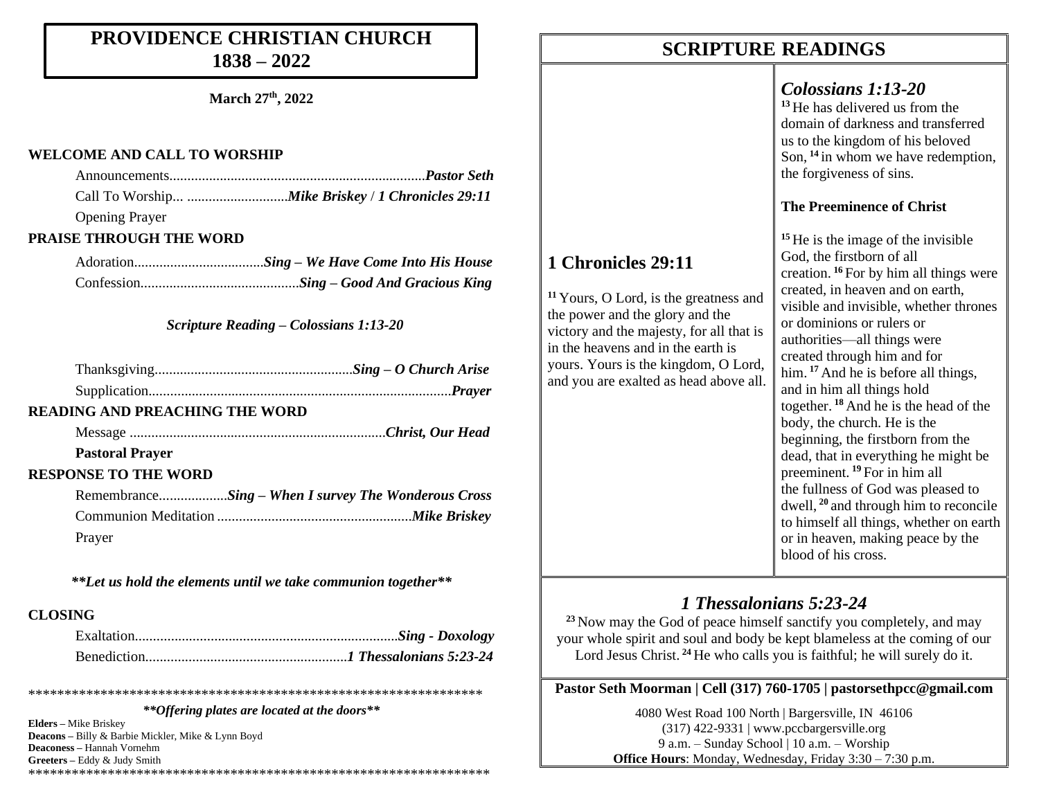# PROVIDENCE CHRISTIAN CHURCH
# 1838 – 2022

**March 27th, 2022**

**WELCOME AND CALL TO WORSHIP**

Announcements....................................................................*Pastor Seth*

Call To Worship... ...........................*Mike Briskey* / *1 Chronicles 29:11*

Opening Prayer

**PRAISE THROUGH THE WORD**

Adoration...................................*Sing – We Have Come Into His House*

Confession............................................*Sing – Good And Gracious King*

*Scripture Reading – Colossians 1:13-20*

Thanksgiving.......................................................*Sing – O Church Arise*

Supplication...................................................................................*Prayer*

**READING AND PREACHING THE WORD**

Message ......................................................................*Christ, Our Head*

**Pastoral Prayer**

**RESPONSE TO THE WORD**

Remembrance..................*Sing – When I survey The Wonderous Cross*

Communion Meditation .....................................................*Mike Briskey*

Prayer

***\*\*Let us hold the elements until we take communion together\*\****

**CLOSING**

Exaltation........................................................................*Sing - Doxology*

Benediction........................................................*1 Thessalonians 5:23-24*

\*\*\*\*\*\*\*\*\*\*\*\*\*\*\*\*\*\*\*\*\*\*\*\*\*\*\*\*\*\*\*\*\*\*\*\*\*\*\*\*\*\*\*\*\*\*\*\*\*\*\*\*\*\*\*\*\*\*\*\*\*\*\*\*\*

***\*\*Offering plates are located at the doors\*\****

**Elders –** Mike Briskey
**Deacons –** Billy & Barbie Mickler, Mike & Lynn Boyd
**Deaconess –** Hannah Vornehm
**Greeters –** Eddy & Judy Smith

\*\*\*\*\*\*\*\*\*\*\*\*\*\*\*\*\*\*\*\*\*\*\*\*\*\*\*\*\*\*\*\*\*\*\*\*\*\*\*\*\*\*\*\*\*\*\*\*\*\*\*\*\*\*\*\*\*\*\*\*\*\*\*\*\*

## SCRIPTURE READINGS

### 1 Chronicles 29:11

[11] Yours, O Lord, is the greatness and the power and the glory and the victory and the majesty, for all that is in the heavens and in the earth is yours. Yours is the kingdom, O Lord, and you are exalted as head above all.

### *Colossians 1:13-20*

[13] He has delivered us from the domain of darkness and transferred us to the kingdom of his beloved Son, [14] in whom we have redemption, the forgiveness of sins.

**The Preeminence of Christ**

[15] He is the image of the invisible God, the firstborn of all creation. [16] For by him all things were created, in heaven and on earth, visible and invisible, whether thrones or dominions or rulers or authorities—all things were created through him and for him. [17] And he is before all things, and in him all things hold together. [18] And he is the head of the body, the church. He is the beginning, the firstborn from the dead, that in everything he might be preeminent. [19] For in him all the fullness of God was pleased to dwell, [20] and through him to reconcile to himself all things, whether on earth or in heaven, making peace by the blood of his cross.

### *1 Thessalonians 5:23-24*

[23] Now may the God of peace himself sanctify you completely, and may your whole spirit and soul and body be kept blameless at the coming of our Lord Jesus Christ. [24] He who calls you is faithful; he will surely do it.

**Pastor Seth Moorman | Cell (317) 760-1705 | pastorsethpcc@gmail.com**

4080 West Road 100 North | Bargersville, IN 46106
(317) 422-9331 | www.pccbargersville.org
9 a.m. – Sunday School | 10 a.m. – Worship
**Office Hours**: Monday, Wednesday, Friday 3:30 – 7:30 p.m.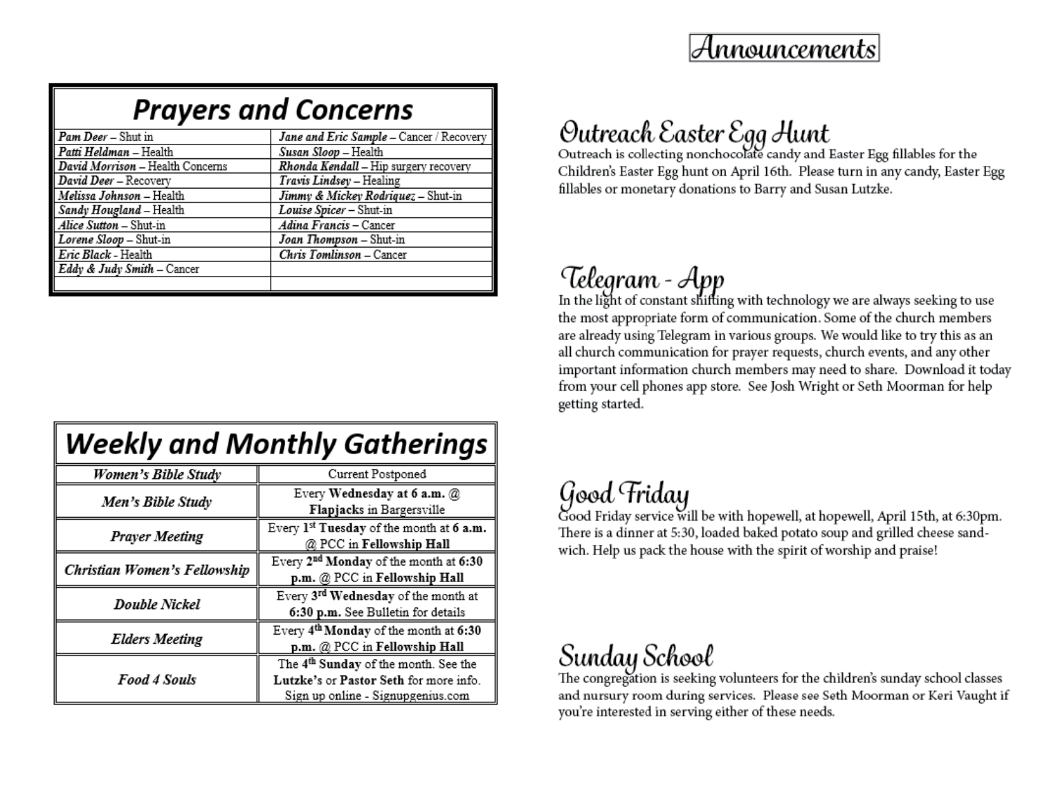## Prayers and Concerns

| | |
|---|---|
| ***Pam Deer*** – Shut in | ***Jane and Eric Sample*** – Cancer / Recovery |
| ***Patti Heldman*** – Health | ***Susan Sloop*** – Health |
| ***David Morrison*** – Health Concerns | ***Rhonda Kendall*** – Hip surgery recovery |
| ***David Deer*** – Recovery | ***Travis Lindsey*** – Healing |
| ***Melissa Johnson*** – Health | ***Jimmy & Mickey Rodriquez*** – Shut-in |
| ***Sandy Hougland*** – Health | ***Louise Spicer*** – Shut-in |
| ***Alice Sutton*** – Shut-in | ***Adina Francis*** – Cancer |
| ***Lorene Sloop*** – Shut-in | ***Joan Thompson*** – Shut-in |
| ***Eric Black*** - Health | ***Chris Tomlinson*** – Cancer |
| ***Eddy & Judy Smith*** – Cancer | |
| | |

## Weekly and Monthly Gatherings

| | |
|---|---|
| ***Women's Bible Study*** | Current Postponed |
| ***Men's Bible Study*** | Every **Wednesday at 6 a.m.** @ **Flapjacks** in Bargersville |
| ***Prayer Meeting*** | Every 1st **Tuesday** of the month at **6 a.m.** @ PCC in **Fellowship Hall** |
| ***Christian Women's Fellowship*** | Every 2nd **Monday** of the month at **6:30 p.m.** @ PCC in **Fellowship Hall** |
| ***Double Nickel*** | Every 3rd **Wednesday** of the month at **6:30 p.m.** See Bulletin for details |
| ***Elders Meeting*** | Every 4th **Monday** of the month at **6:30 p.m.** @ PCC in **Fellowship Hall** |
| ***Food 4 Souls*** | The 4th **Sunday** of the month. See the **Lutzke's** or **Pastor Seth** for more info. Sign up online - Signupgenius.com |

# Announcements

## Outreach Easter Egg Hunt

Outreach is collecting nonchocolate candy and Easter Egg fillables for the Children's Easter Egg hunt on April 16th. Please turn in any candy, Easter Egg fillables or monetary donations to Barry and Susan Lutzke.

## Telegram - App

In the light of constant shifting with technology we are always seeking to use the most appropriate form of communication. Some of the church members are already using Telegram in various groups. We would like to try this as an all church communication for prayer requests, church events, and any other important information church members may need to share. Download it today from your cell phones app store. See Josh Wright or Seth Moorman for help getting started.

## Good Friday

Good Friday service will be with hopewell, at hopewell, April 15th, at 6:30pm. There is a dinner at 5:30, loaded baked potato soup and grilled cheese sandwich. Help us pack the house with the spirit of worship and praise!

## Sunday School

The congregation is seeking volunteers for the children's sunday school classes and nursury room during services. Please see Seth Moorman or Keri Vaught if you're interested in serving either of these needs.